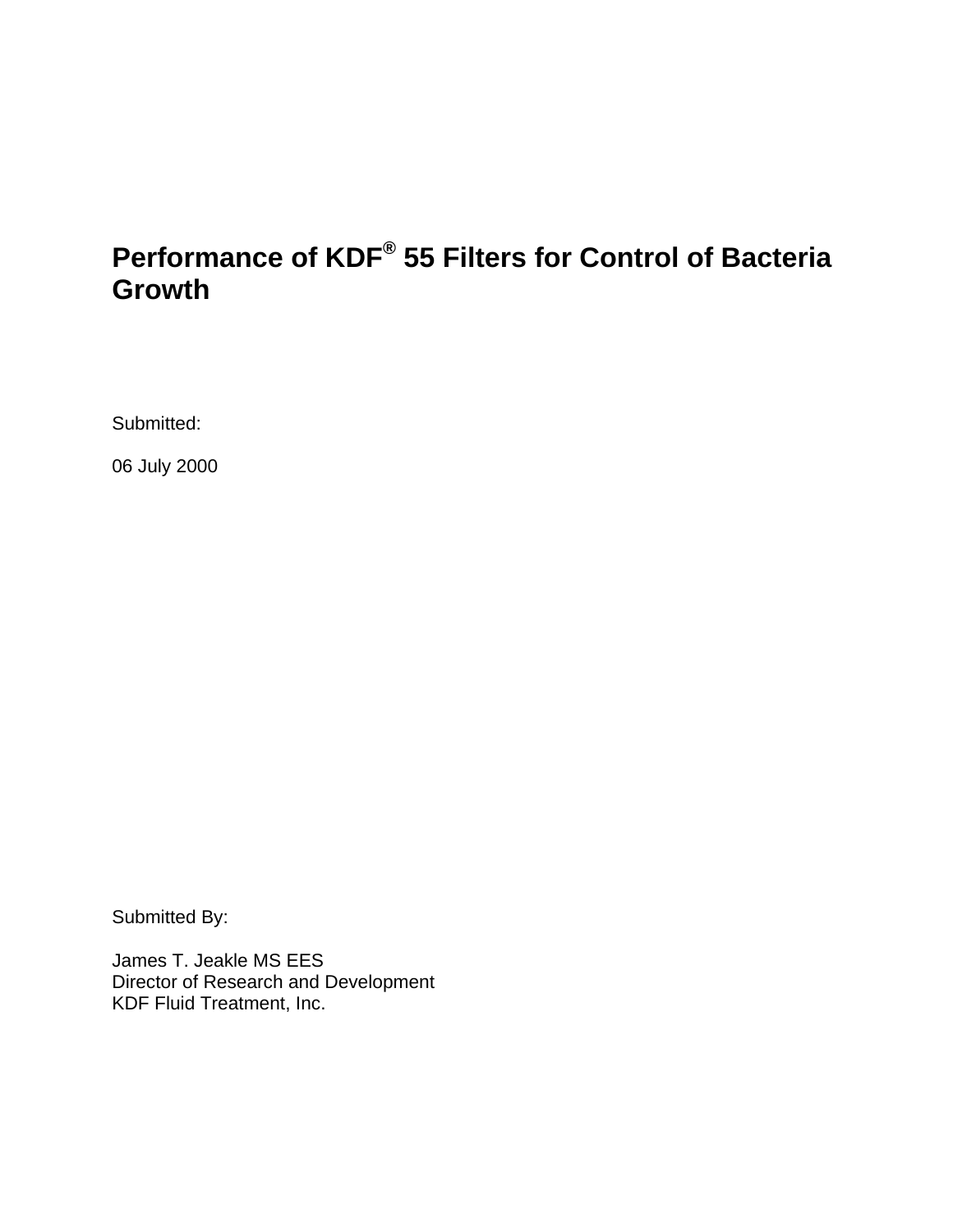# Performance of KDF® 55 Filters for Control of Bacteria Growth

Submitted:

06 July 2000

Submitted By:

James T. Jeakle MS EES  
Director of Research and Development  
KDF Fluid Treatment, Inc.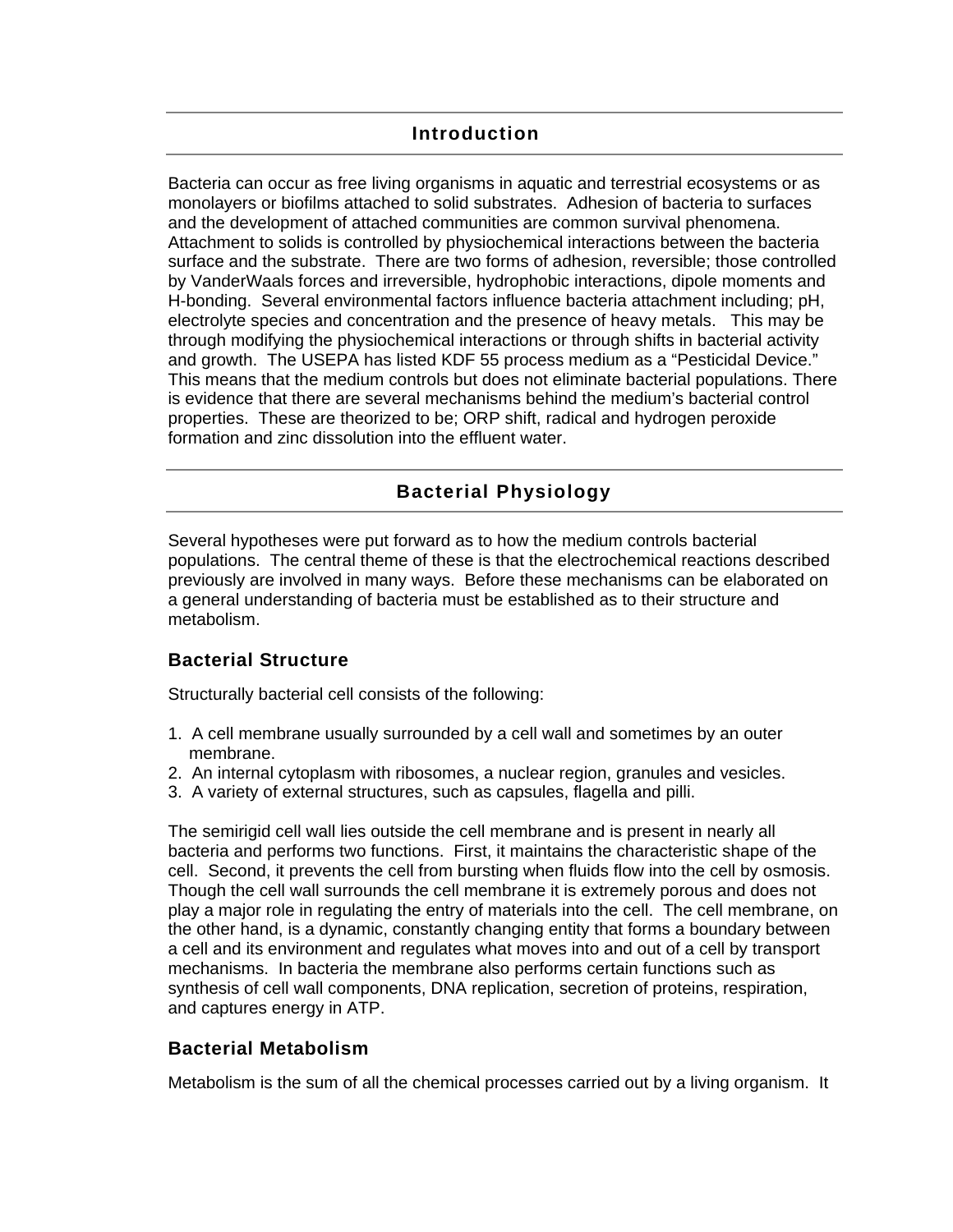## Introduction

Bacteria can occur as free living organisms in aquatic and terrestrial ecosystems or as monolayers or biofilms attached to solid substrates. Adhesion of bacteria to surfaces and the development of attached communities are common survival phenomena. Attachment to solids is controlled by physiochemical interactions between the bacteria surface and the substrate. There are two forms of adhesion, reversible; those controlled by VanderWaals forces and irreversible, hydrophobic interactions, dipole moments and H-bonding. Several environmental factors influence bacteria attachment including; pH, electrolyte species and concentration and the presence of heavy metals. This may be through modifying the physiochemical interactions or through shifts in bacterial activity and growth. The USEPA has listed KDF 55 process medium as a "Pesticidal Device." This means that the medium controls but does not eliminate bacterial populations. There is evidence that there are several mechanisms behind the medium's bacterial control properties. These are theorized to be; ORP shift, radical and hydrogen peroxide formation and zinc dissolution into the effluent water.

## Bacterial Physiology

Several hypotheses were put forward as to how the medium controls bacterial populations. The central theme of these is that the electrochemical reactions described previously are involved in many ways. Before these mechanisms can be elaborated on a general understanding of bacteria must be established as to their structure and metabolism.

### Bacterial Structure

Structurally bacterial cell consists of the following:

1. A cell membrane usually surrounded by a cell wall and sometimes by an outer membrane.
2. An internal cytoplasm with ribosomes, a nuclear region, granules and vesicles.
3. A variety of external structures, such as capsules, flagella and pilli.

The semirigid cell wall lies outside the cell membrane and is present in nearly all bacteria and performs two functions. First, it maintains the characteristic shape of the cell. Second, it prevents the cell from bursting when fluids flow into the cell by osmosis. Though the cell wall surrounds the cell membrane it is extremely porous and does not play a major role in regulating the entry of materials into the cell. The cell membrane, on the other hand, is a dynamic, constantly changing entity that forms a boundary between a cell and its environment and regulates what moves into and out of a cell by transport mechanisms. In bacteria the membrane also performs certain functions such as synthesis of cell wall components, DNA replication, secretion of proteins, respiration, and captures energy in ATP.

### Bacterial Metabolism

Metabolism is the sum of all the chemical processes carried out by a living organism. It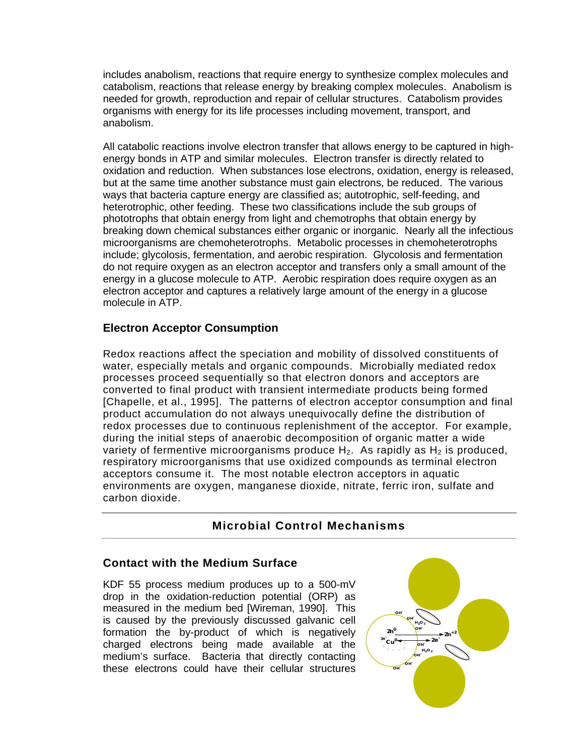includes anabolism, reactions that require energy to synthesize complex molecules and catabolism, reactions that release energy by breaking complex molecules. Anabolism is needed for growth, reproduction and repair of cellular structures. Catabolism provides organisms with energy for its life processes including movement, transport, and anabolism.

All catabolic reactions involve electron transfer that allows energy to be captured in high-energy bonds in ATP and similar molecules. Electron transfer is directly related to oxidation and reduction. When substances lose electrons, oxidation, energy is released, but at the same time another substance must gain electrons, be reduced. The various ways that bacteria capture energy are classified as; autotrophic, self-feeding, and heterotrophic, other feeding. These two classifications include the sub groups of phototrophs that obtain energy from light and chemotrophs that obtain energy by breaking down chemical substances either organic or inorganic. Nearly all the infectious microorganisms are chemoheterotrophs. Metabolic processes in chemoheterotrophs include; glycolosis, fermentation, and aerobic respiration. Glycolosis and fermentation do not require oxygen as an electron acceptor and transfers only a small amount of the energy in a glucose molecule to ATP. Aerobic respiration does require oxygen as an electron acceptor and captures a relatively large amount of the energy in a glucose molecule in ATP.

## Electron Acceptor Consumption

Redox reactions affect the speciation and mobility of dissolved constituents of water, especially metals and organic compounds. Microbially mediated redox processes proceed sequentially so that electron donors and acceptors are converted to final product with transient intermediate products being formed [Chapelle, et al., 1995]. The patterns of electron acceptor consumption and final product accumulation do not always unequivocally define the distribution of redox processes due to continuous replenishment of the acceptor. For example, during the initial steps of anaerobic decomposition of organic matter a wide variety of fermentive microorganisms produce $H_2$. As rapidly as $H_2$ is produced, respiratory microorganisms that use oxidized compounds as terminal electron acceptors consume it. The most notable electron acceptors in aquatic environments are oxygen, manganese dioxide, nitrate, ferric iron, sulfate and carbon dioxide.

# Microbial Control Mechanisms

## Contact with the Medium Surface

KDF 55 process medium produces up to a 500-mV drop in the oxidation-reduction potential (ORP) as measured in the medium bed [Wireman, 1990]. This is caused by the previously discussed galvanic cell formation the by-product of which is negatively charged electrons being made available at the medium's surface. Bacteria that directly contacting these electrons could have their cellular structures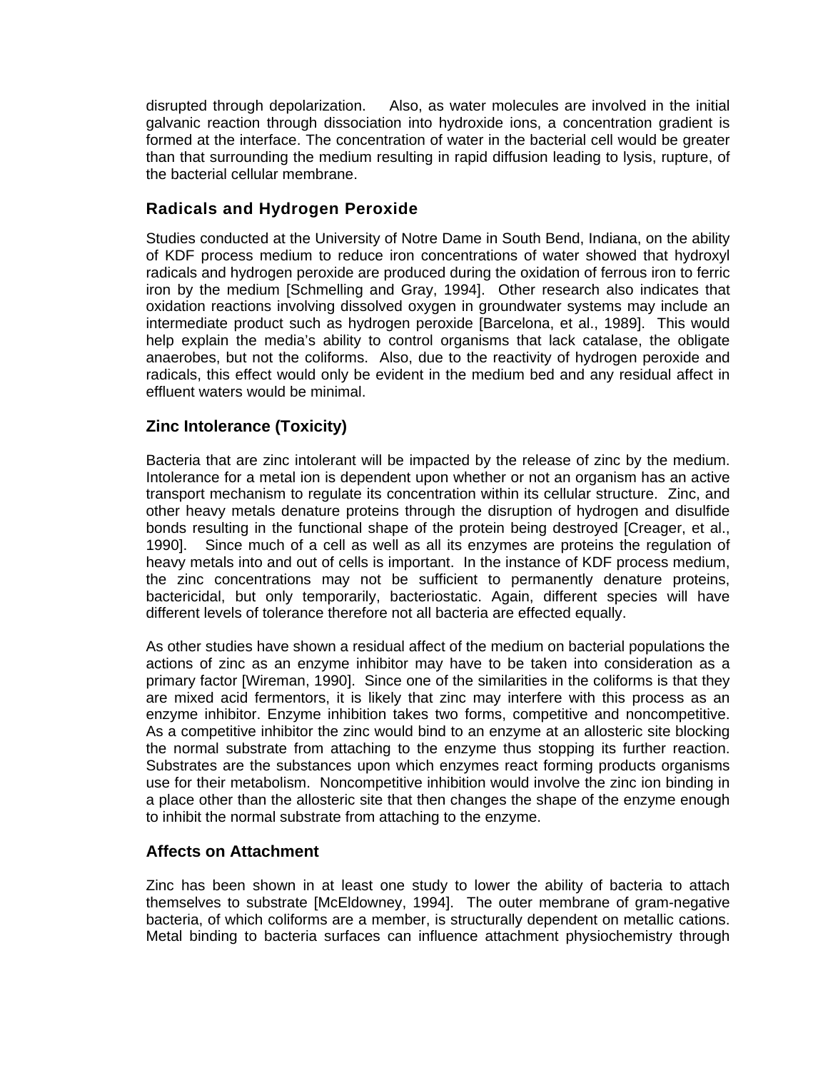disrupted through depolarization. Also, as water molecules are involved in the initial galvanic reaction through dissociation into hydroxide ions, a concentration gradient is formed at the interface. The concentration of water in the bacterial cell would be greater than that surrounding the medium resulting in rapid diffusion leading to lysis, rupture, of the bacterial cellular membrane.

## Radicals and Hydrogen Peroxide

Studies conducted at the University of Notre Dame in South Bend, Indiana, on the ability of KDF process medium to reduce iron concentrations of water showed that hydroxyl radicals and hydrogen peroxide are produced during the oxidation of ferrous iron to ferric iron by the medium [Schmelling and Gray, 1994]. Other research also indicates that oxidation reactions involving dissolved oxygen in groundwater systems may include an intermediate product such as hydrogen peroxide [Barcelona, et al., 1989]. This would help explain the media's ability to control organisms that lack catalase, the obligate anaerobes, but not the coliforms. Also, due to the reactivity of hydrogen peroxide and radicals, this effect would only be evident in the medium bed and any residual affect in effluent waters would be minimal.

## Zinc Intolerance (Toxicity)

Bacteria that are zinc intolerant will be impacted by the release of zinc by the medium. Intolerance for a metal ion is dependent upon whether or not an organism has an active transport mechanism to regulate its concentration within its cellular structure. Zinc, and other heavy metals denature proteins through the disruption of hydrogen and disulfide bonds resulting in the functional shape of the protein being destroyed [Creager, et al., 1990]. Since much of a cell as well as all its enzymes are proteins the regulation of heavy metals into and out of cells is important. In the instance of KDF process medium, the zinc concentrations may not be sufficient to permanently denature proteins, bactericidal, but only temporarily, bacteriostatic. Again, different species will have different levels of tolerance therefore not all bacteria are effected equally.

As other studies have shown a residual affect of the medium on bacterial populations the actions of zinc as an enzyme inhibitor may have to be taken into consideration as a primary factor [Wireman, 1990]. Since one of the similarities in the coliforms is that they are mixed acid fermentors, it is likely that zinc may interfere with this process as an enzyme inhibitor. Enzyme inhibition takes two forms, competitive and noncompetitive. As a competitive inhibitor the zinc would bind to an enzyme at an allosteric site blocking the normal substrate from attaching to the enzyme thus stopping its further reaction. Substrates are the substances upon which enzymes react forming products organisms use for their metabolism. Noncompetitive inhibition would involve the zinc ion binding in a place other than the allosteric site that then changes the shape of the enzyme enough to inhibit the normal substrate from attaching to the enzyme.

## Affects on Attachment

Zinc has been shown in at least one study to lower the ability of bacteria to attach themselves to substrate [McEldowney, 1994]. The outer membrane of gram-negative bacteria, of which coliforms are a member, is structurally dependent on metallic cations. Metal binding to bacteria surfaces can influence attachment physiochemistry through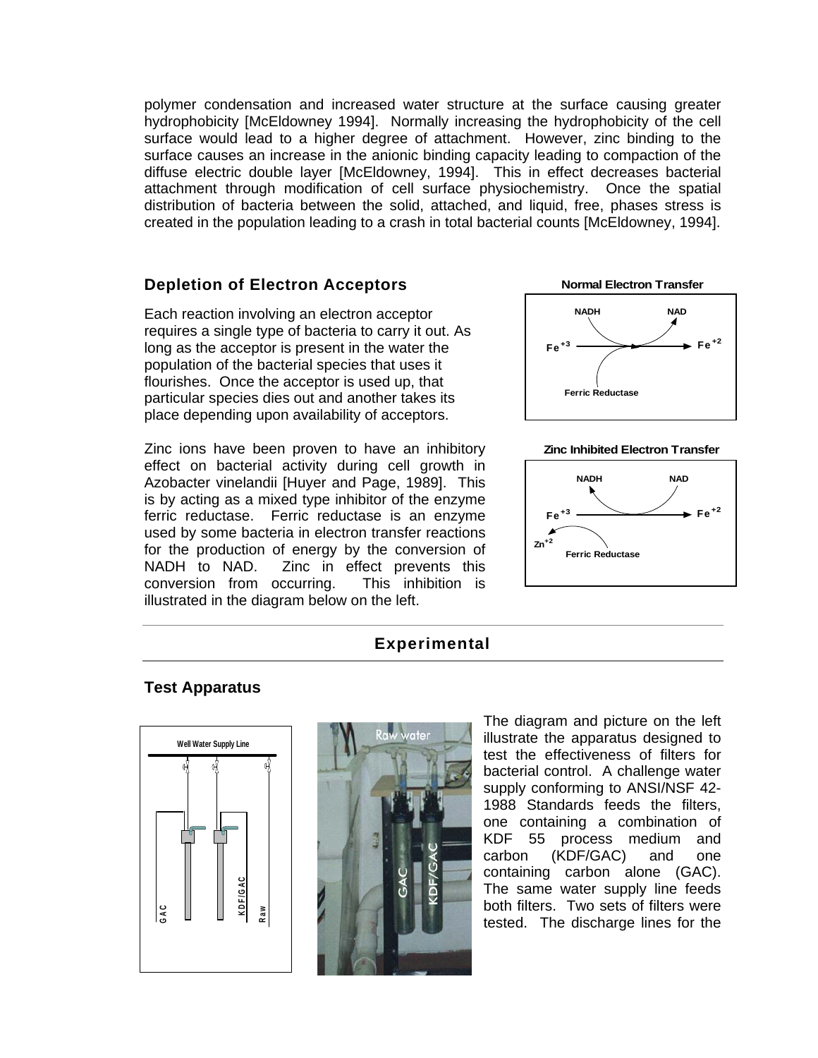polymer condensation and increased water structure at the surface causing greater hydrophobicity [McEldowney 1994]. Normally increasing the hydrophobicity of the cell surface would lead to a higher degree of attachment. However, zinc binding to the surface causes an increase in the anionic binding capacity leading to compaction of the diffuse electric double layer [McEldowney, 1994]. This in effect decreases bacterial attachment through modification of cell surface physiochemistry. Once the spatial distribution of bacteria between the solid, attached, and liquid, free, phases stress is created in the population leading to a crash in total bacterial counts [McEldowney, 1994].

## Depletion of Electron Acceptors

Each reaction involving an electron acceptor requires a single type of bacteria to carry it out. As long as the acceptor is present in the water the population of the bacterial species that uses it flourishes. Once the acceptor is used up, that particular species dies out and another takes its place depending upon availability of acceptors.

Zinc ions have been proven to have an inhibitory effect on bacterial activity during cell growth in Azobacter vinelandii [Huyer and Page, 1989]. This is by acting as a mixed type inhibitor of the enzyme ferric reductase. Ferric reductase is an enzyme used by some bacteria in electron transfer reactions for the production of energy by the conversion of NADH to NAD. Zinc in effect prevents this conversion from occurring. This inhibition is illustrated in the diagram below on the left.

**Normal Electron Transfer**

NADH → NAD; $Fe^{+3}$ → $Fe^{+2}$; Ferric Reductase

**Zinc Inhibited Electron Transfer**

NADH, NAD; $Fe^{+3}$ → $Fe^{+2}$; $Zn^{+2}$; Ferric Reductase

## Experimental

### Test Apparatus

Well Water Supply Line — GAC, KDF/GAC, Raw

The diagram and picture on the left illustrate the apparatus designed to test the effectiveness of filters for bacterial control. A challenge water supply conforming to ANSI/NSF 42-1988 Standards feeds the filters, one containing a combination of KDF 55 process medium and carbon (KDF/GAC) and one containing carbon alone (GAC). The same water supply line feeds both filters. Two sets of filters were tested. The discharge lines for the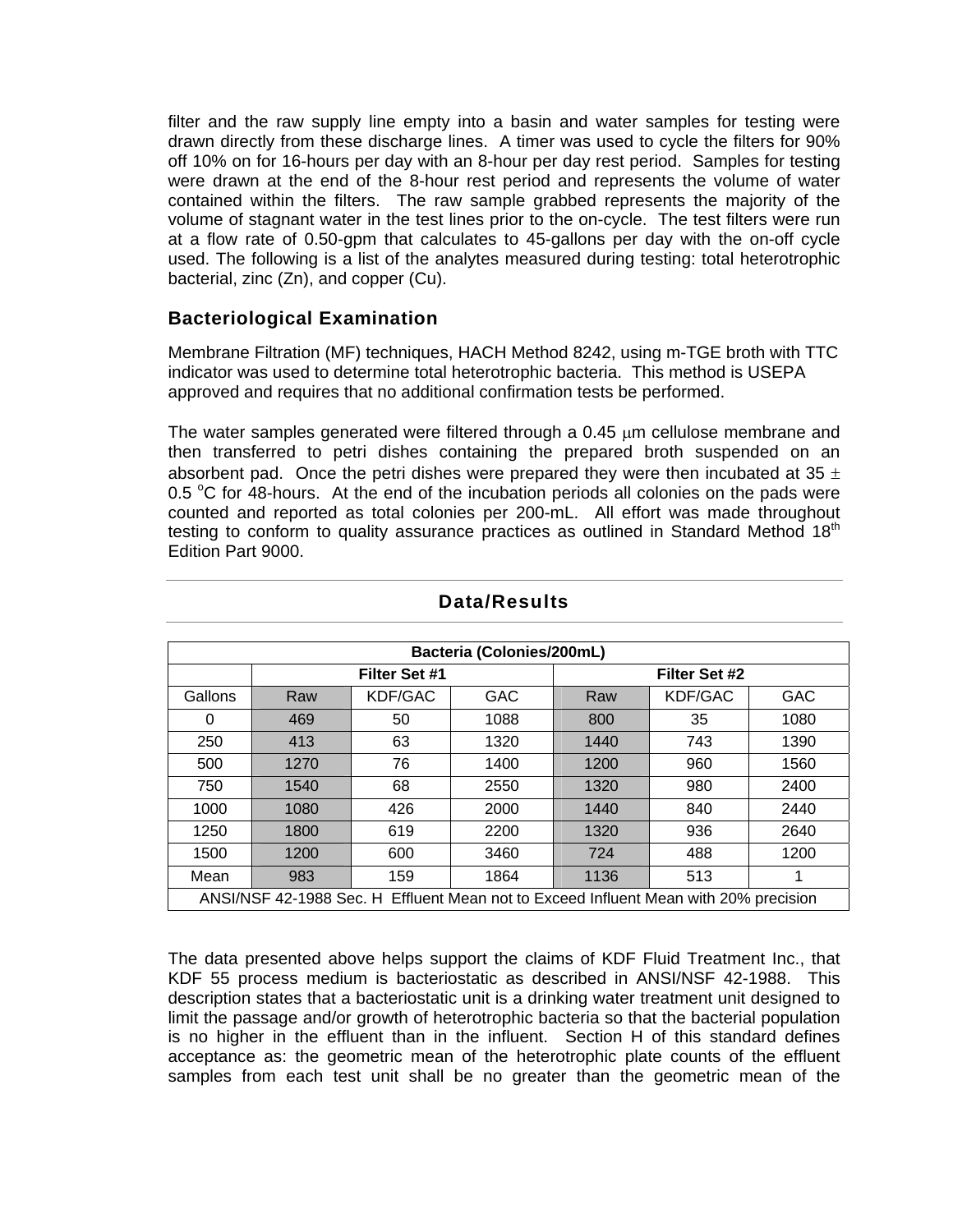filter and the raw supply line empty into a basin and water samples for testing were drawn directly from these discharge lines. A timer was used to cycle the filters for 90% off 10% on for 16-hours per day with an 8-hour per day rest period. Samples for testing were drawn at the end of the 8-hour rest period and represents the volume of water contained within the filters. The raw sample grabbed represents the majority of the volume of stagnant water in the test lines prior to the on-cycle. The test filters were run at a flow rate of 0.50-gpm that calculates to 45-gallons per day with the on-off cycle used. The following is a list of the analytes measured during testing: total heterotrophic bacterial, zinc (Zn), and copper (Cu).

### Bacteriological Examination

Membrane Filtration (MF) techniques, HACH Method 8242, using m-TGE broth with TTC indicator was used to determine total heterotrophic bacteria. This method is USEPA approved and requires that no additional confirmation tests be performed.

The water samples generated were filtered through a 0.45 μm cellulose membrane and then transferred to petri dishes containing the prepared broth suspended on an absorbent pad. Once the petri dishes were prepared they were then incubated at 35 ± 0.5 °C for 48-hours. At the end of the incubation periods all colonies on the pads were counted and reported as total colonies per 200-mL. All effort was made throughout testing to conform to quality assurance practices as outlined in Standard Method 18th Edition Part 9000.

## Data/Results

| Bacteria (Colonies/200mL) | | | | | | |
|---|---|---|---|---|---|---|
| | Filter Set #1 | | | Filter Set #2 | | |
| Gallons | Raw | KDF/GAC | GAC | Raw | KDF/GAC | GAC |
| 0 | 469 | 50 | 1088 | 800 | 35 | 1080 |
| 250 | 413 | 63 | 1320 | 1440 | 743 | 1390 |
| 500 | 1270 | 76 | 1400 | 1200 | 960 | 1560 |
| 750 | 1540 | 68 | 2550 | 1320 | 980 | 2400 |
| 1000 | 1080 | 426 | 2000 | 1440 | 840 | 2440 |
| 1250 | 1800 | 619 | 2200 | 1320 | 936 | 2640 |
| 1500 | 1200 | 600 | 3460 | 724 | 488 | 1200 |
| Mean | 983 | 159 | 1864 | 1136 | 513 | 1 |
| ANSI/NSF 42-1988 Sec. H Effluent Mean not to Exceed Influent Mean with 20% precision | | | | | | |

The data presented above helps support the claims of KDF Fluid Treatment Inc., that KDF 55 process medium is bacteriostatic as described in ANSI/NSF 42-1988. This description states that a bacteriostatic unit is a drinking water treatment unit designed to limit the passage and/or growth of heterotrophic bacteria so that the bacterial population is no higher in the effluent than in the influent. Section H of this standard defines acceptance as: the geometric mean of the heterotrophic plate counts of the effluent samples from each test unit shall be no greater than the geometric mean of the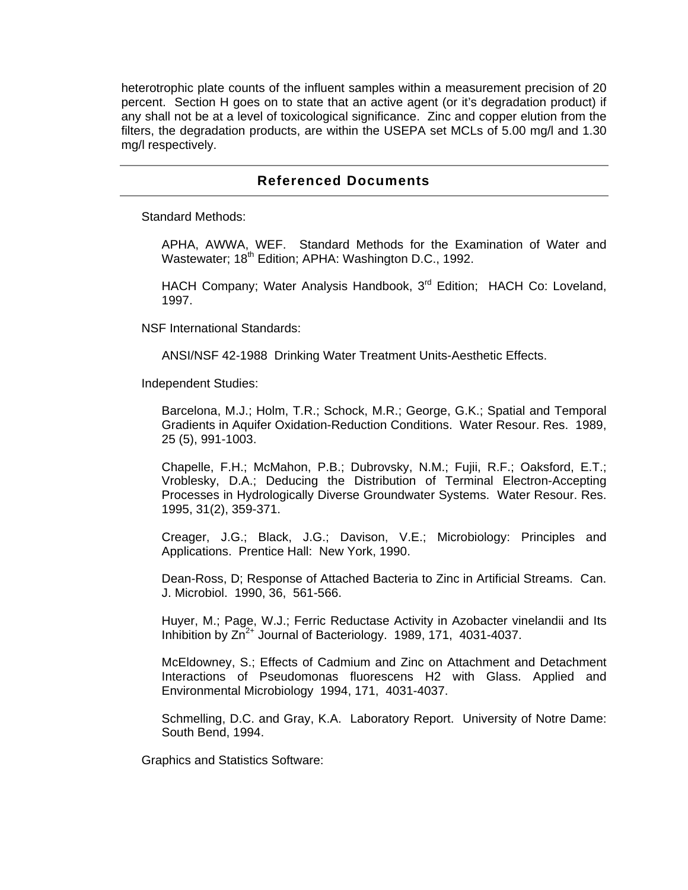heterotrophic plate counts of the influent samples within a measurement precision of 20 percent. Section H goes on to state that an active agent (or it's degradation product) if any shall not be at a level of toxicological significance. Zinc and copper elution from the filters, the degradation products, are within the USEPA set MCLs of 5.00 mg/l and 1.30 mg/l respectively.

## Referenced Documents

Standard Methods:

APHA, AWWA, WEF. Standard Methods for the Examination of Water and Wastewater; 18th Edition; APHA: Washington D.C., 1992.

HACH Company; Water Analysis Handbook, 3rd Edition; HACH Co: Loveland, 1997.

NSF International Standards:

ANSI/NSF 42-1988 Drinking Water Treatment Units-Aesthetic Effects.

Independent Studies:

Barcelona, M.J.; Holm, T.R.; Schock, M.R.; George, G.K.; Spatial and Temporal Gradients in Aquifer Oxidation-Reduction Conditions. Water Resour. Res. 1989, 25 (5), 991-1003.

Chapelle, F.H.; McMahon, P.B.; Dubrovsky, N.M.; Fujii, R.F.; Oaksford, E.T.; Vroblesky, D.A.; Deducing the Distribution of Terminal Electron-Accepting Processes in Hydrologically Diverse Groundwater Systems. Water Resour. Res. 1995, 31(2), 359-371.

Creager, J.G.; Black, J.G.; Davison, V.E.; Microbiology: Principles and Applications. Prentice Hall: New York, 1990.

Dean-Ross, D; Response of Attached Bacteria to Zinc in Artificial Streams. Can. J. Microbiol. 1990, 36, 561-566.

Huyer, M.; Page, W.J.; Ferric Reductase Activity in Azobacter vinelandii and Its Inhibition by $Zn^{2+}$ Journal of Bacteriology. 1989, 171, 4031-4037.

McEldowney, S.; Effects of Cadmium and Zinc on Attachment and Detachment Interactions of Pseudomonas fluorescens H2 with Glass. Applied and Environmental Microbiology 1994, 171, 4031-4037.

Schmelling, D.C. and Gray, K.A. Laboratory Report. University of Notre Dame: South Bend, 1994.

Graphics and Statistics Software: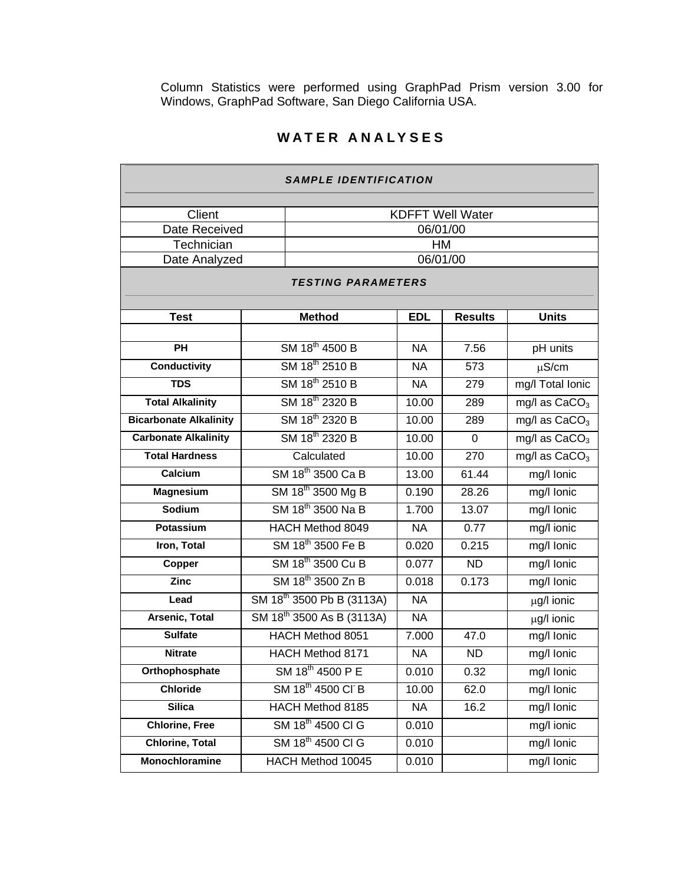Column Statistics were performed using GraphPad Prism version 3.00 for Windows, GraphPad Software, San Diego California USA.

# WATER ANALYSES

| ***SAMPLE IDENTIFICATION*** | |
|---|---|
| Client | KDFFT Well Water |
| Date Received | 06/01/00 |
| Technician | HM |
| Date Analyzed | 06/01/00 |

***TESTING PARAMETERS***

| Test | Method | EDL | Results | Units |
|---|---|---|---|---|
| | | | | |
| **PH** | SM 18th 4500 B | NA | 7.56 | pH units |
| **Conductivity** | SM 18th 2510 B | NA | 573 | μS/cm |
| **TDS** | SM 18th 2510 B | NA | 279 | mg/l Total Ionic |
| **Total Alkalinity** | SM 18th 2320 B | 10.00 | 289 | mg/l as $CaCO_3$ |
| **Bicarbonate Alkalinity** | SM 18th 2320 B | 10.00 | 289 | mg/l as $CaCO_3$ |
| **Carbonate Alkalinity** | SM 18th 2320 B | 10.00 | 0 | mg/l as $CaCO_3$ |
| **Total Hardness** | Calculated | 10.00 | 270 | mg/l as $CaCO_3$ |
| **Calcium** | SM 18th 3500 Ca B | 13.00 | 61.44 | mg/l Ionic |
| **Magnesium** | SM 18th 3500 Mg B | 0.190 | 28.26 | mg/l Ionic |
| **Sodium** | SM 18th 3500 Na B | 1.700 | 13.07 | mg/l Ionic |
| **Potassium** | HACH Method 8049 | NA | 0.77 | mg/l ionic |
| **Iron, Total** | SM 18th 3500 Fe B | 0.020 | 0.215 | mg/l Ionic |
| **Copper** | SM 18th 3500 Cu B | 0.077 | ND | mg/l Ionic |
| **Zinc** | SM 18th 3500 Zn B | 0.018 | 0.173 | mg/l Ionic |
| **Lead** | SM 18th 3500 Pb B (3113A) | NA | | μg/l ionic |
| **Arsenic, Total** | SM 18th 3500 As B (3113A) | NA | | μg/l ionic |
| **Sulfate** | HACH Method 8051 | 7.000 | 47.0 | mg/l Ionic |
| **Nitrate** | HACH Method 8171 | NA | ND | mg/l Ionic |
| **Orthophosphate** | SM 18th 4500 P E | 0.010 | 0.32 | mg/l Ionic |
| **Chloride** | SM 18th 4500 $Cl^-$ B | 10.00 | 62.0 | mg/l Ionic |
| **Silica** | HACH Method 8185 | NA | 16.2 | mg/l Ionic |
| **Chlorine, Free** | SM 18th 4500 Cl G | 0.010 | | mg/l ionic |
| **Chlorine, Total** | SM 18th 4500 Cl G | 0.010 | | mg/l Ionic |
| **Monochloramine** | HACH Method 10045 | 0.010 | | mg/l Ionic |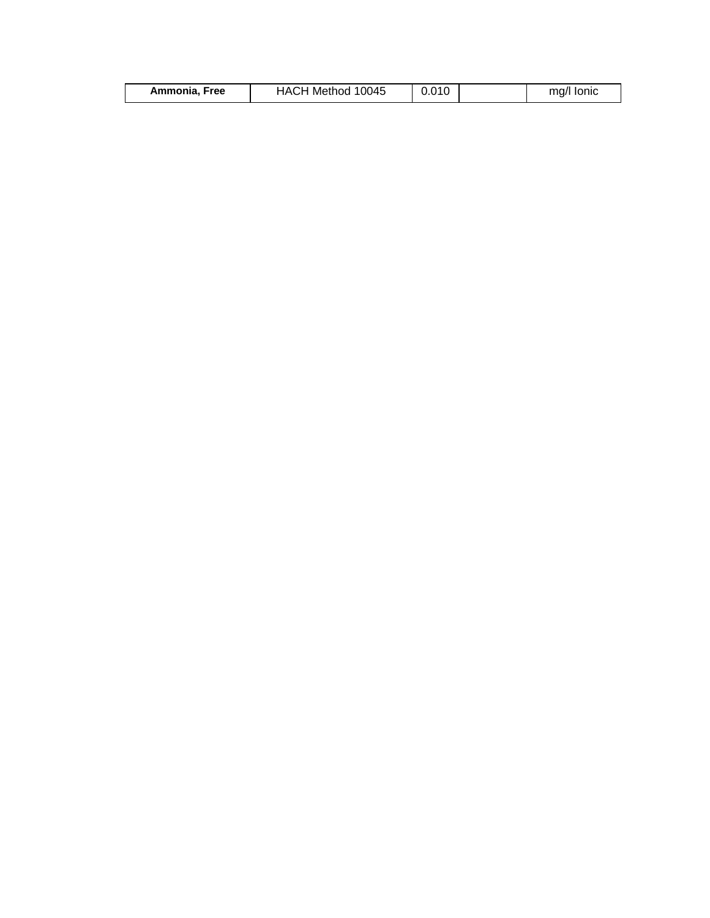| | | | | |
|---|---|---|---|---|
| **Ammonia, Free** | HACH Method 10045 | 0.010 | | mg/l Ionic |